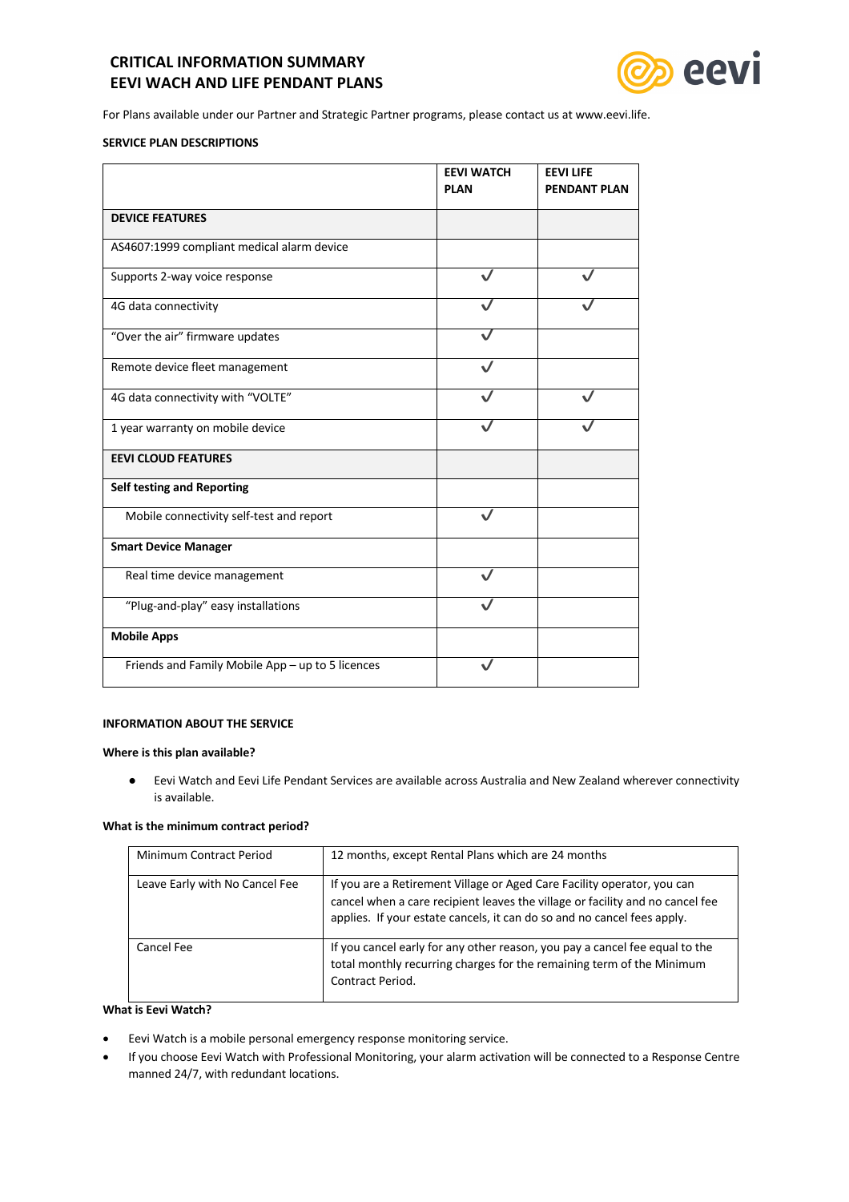# CRITICAL INFORMATION SUMMARY
# EEVI WACH AND LIFE PENDANT PLANS

For Plans available under our Partner and Strategic Partner programs, please contact us at www.eevi.life.

**SERVICE PLAN DESCRIPTIONS**

| | **EEVI WATCH PLAN** | **EEVI LIFE PENDANT PLAN** |
|---|---|---|
| **DEVICE FEATURES** | | |
| AS4607:1999 compliant medical alarm device | | |
| Supports 2-way voice response | ✓ | ✓ |
| 4G data connectivity | ✓ | ✓ |
| "Over the air" firmware updates | ✓ | |
| Remote device fleet management | ✓ | |
| 4G data connectivity with "VOLTE" | ✓ | ✓ |
| 1 year warranty on mobile device | ✓ | ✓ |
| **EEVI CLOUD FEATURES** | | |
| **Self testing and Reporting** | | |
| Mobile connectivity self-test and report | ✓ | |
| **Smart Device Manager** | | |
| Real time device management | ✓ | |
| "Plug-and-play" easy installations | ✓ | |
| **Mobile Apps** | | |
| Friends and Family Mobile App – up to 5 licences | ✓ | |

**INFORMATION ABOUT THE SERVICE**

**Where is this plan available?**

- Eevi Watch and Eevi Life Pendant Services are available across Australia and New Zealand wherever connectivity is available.

**What is the minimum contract period?**

| | |
|---|---|
| Minimum Contract Period | 12 months, except Rental Plans which are 24 months |
| Leave Early with No Cancel Fee | If you are a Retirement Village or Aged Care Facility operator, you can cancel when a care recipient leaves the village or facility and no cancel fee applies. If your estate cancels, it can do so and no cancel fees apply. |
| Cancel Fee | If you cancel early for any other reason, you pay a cancel fee equal to the total monthly recurring charges for the remaining term of the Minimum Contract Period. |

**What is Eevi Watch?**

- Eevi Watch is a mobile personal emergency response monitoring service.
- If you choose Eevi Watch with Professional Monitoring, your alarm activation will be connected to a Response Centre manned 24/7, with redundant locations.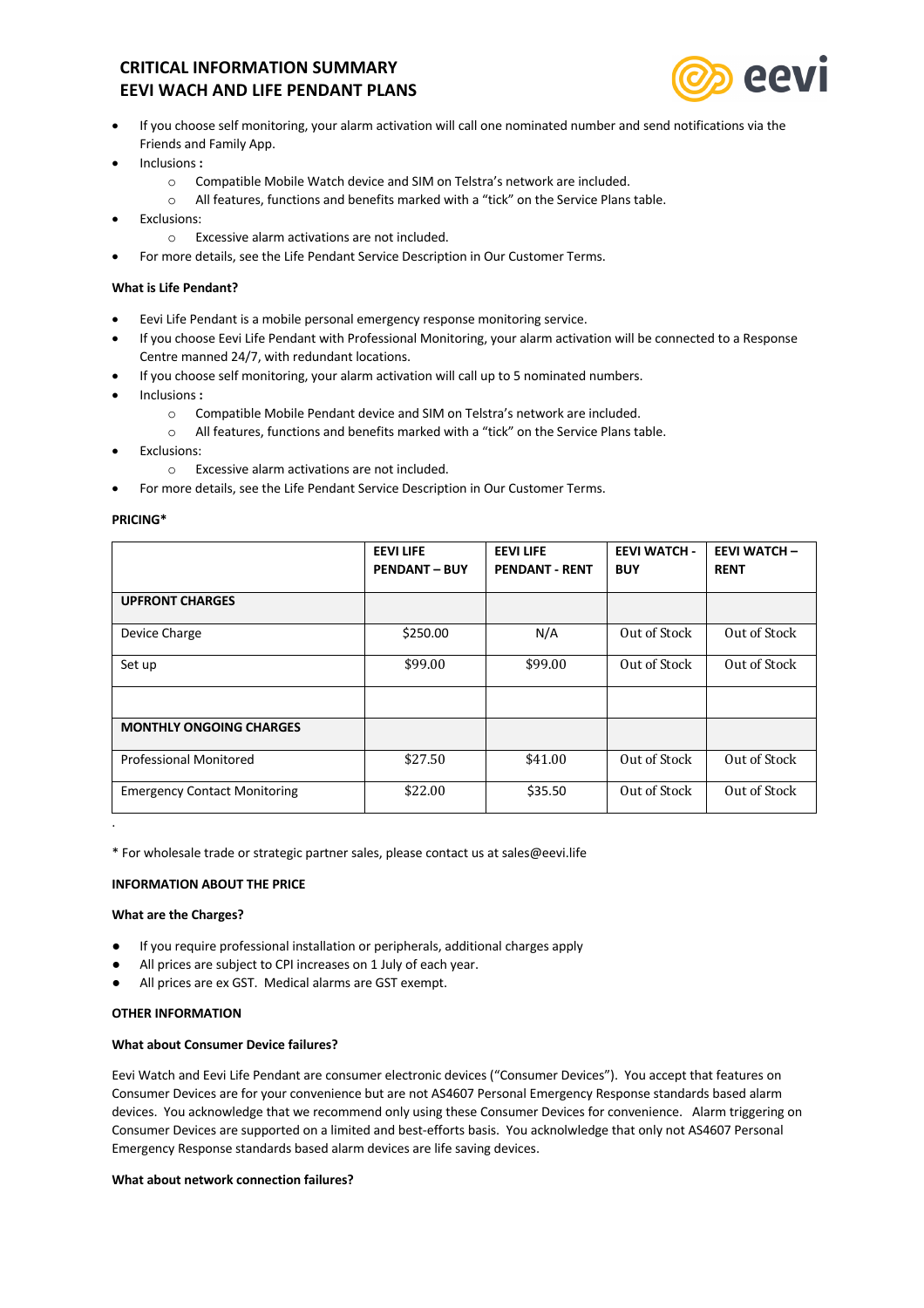# CRITICAL INFORMATION SUMMARY
# EEVI WACH AND LIFE PENDANT PLANS

- If you choose self monitoring, your alarm activation will call one nominated number and send notifications via the Friends and Family App.
- Inclusions **:**
  - Compatible Mobile Watch device and SIM on Telstra's network are included.
  - All features, functions and benefits marked with a "tick" on the Service Plans table.
- Exclusions:
  - Excessive alarm activations are not included.
- For more details, see the Life Pendant Service Description in Our Customer Terms.

**What is Life Pendant?**

- Eevi Life Pendant is a mobile personal emergency response monitoring service.
- If you choose Eevi Life Pendant with Professional Monitoring, your alarm activation will be connected to a Response Centre manned 24/7, with redundant locations.
- If you choose self monitoring, your alarm activation will call up to 5 nominated numbers.
- Inclusions **:**
  - Compatible Mobile Pendant device and SIM on Telstra's network are included.
  - All features, functions and benefits marked with a "tick" on the Service Plans table.
- Exclusions:
  - Excessive alarm activations are not included.
- For more details, see the Life Pendant Service Description in Our Customer Terms.

**PRICING***

| | EEVI LIFE PENDANT – BUY | EEVI LIFE PENDANT - RENT | EEVI WATCH - BUY | EEVI WATCH – RENT |
|---|---|---|---|---|
| **UPFRONT CHARGES** | | | | |
| Device Charge | $250.00 | N/A | Out of Stock | Out of Stock |
| Set up | $99.00 | $99.00 | Out of Stock | Out of Stock |
| | | | | |
| **MONTHLY ONGOING CHARGES** | | | | |
| Professional Monitored | $27.50 | $41.00 | Out of Stock | Out of Stock |
| Emergency Contact Monitoring | $22.00 | $35.50 | Out of Stock | Out of Stock |

* For wholesale trade or strategic partner sales, please contact us at sales@eevi.life

**INFORMATION ABOUT THE PRICE**

**What are the Charges?**

- If you require professional installation or peripherals, additional charges apply
- All prices are subject to CPI increases on 1 July of each year.
- All prices are ex GST. Medical alarms are GST exempt.

**OTHER INFORMATION**

**What about Consumer Device failures?**

Eevi Watch and Eevi Life Pendant are consumer electronic devices ("Consumer Devices"). You accept that features on Consumer Devices are for your convenience but are not AS4607 Personal Emergency Response standards based alarm devices. You acknowledge that we recommend only using these Consumer Devices for convenience. Alarm triggering on Consumer Devices are supported on a limited and best-efforts basis. You acknolwledge that only not AS4607 Personal Emergency Response standards based alarm devices are life saving devices.

**What about network connection failures?**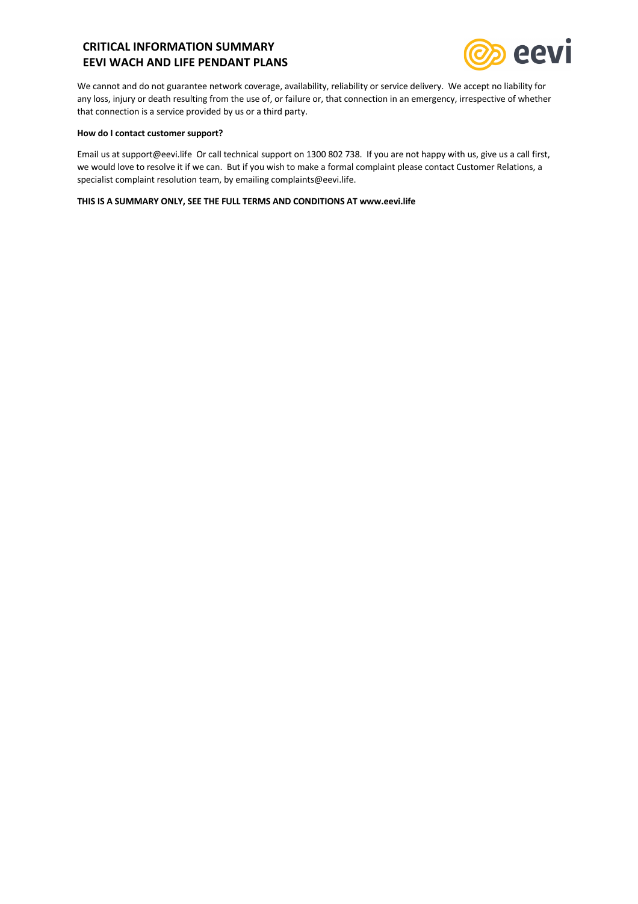We cannot and do not guarantee network coverage, availability, reliability or service delivery. We accept no liability for any loss, injury or death resulting from the use of, or failure or, that connection in an emergency, irrespective of whether that connection is a service provided by us or a third party.

**How do I contact customer support?**

Email us at support@eevi.life Or call technical support on 1300 802 738. If you are not happy with us, give us a call first, we would love to resolve it if we can. But if you wish to make a formal complaint please contact Customer Relations, a specialist complaint resolution team, by emailing complaints@eevi.life.

**THIS IS A SUMMARY ONLY, SEE THE FULL TERMS AND CONDITIONS AT www.eevi.life**